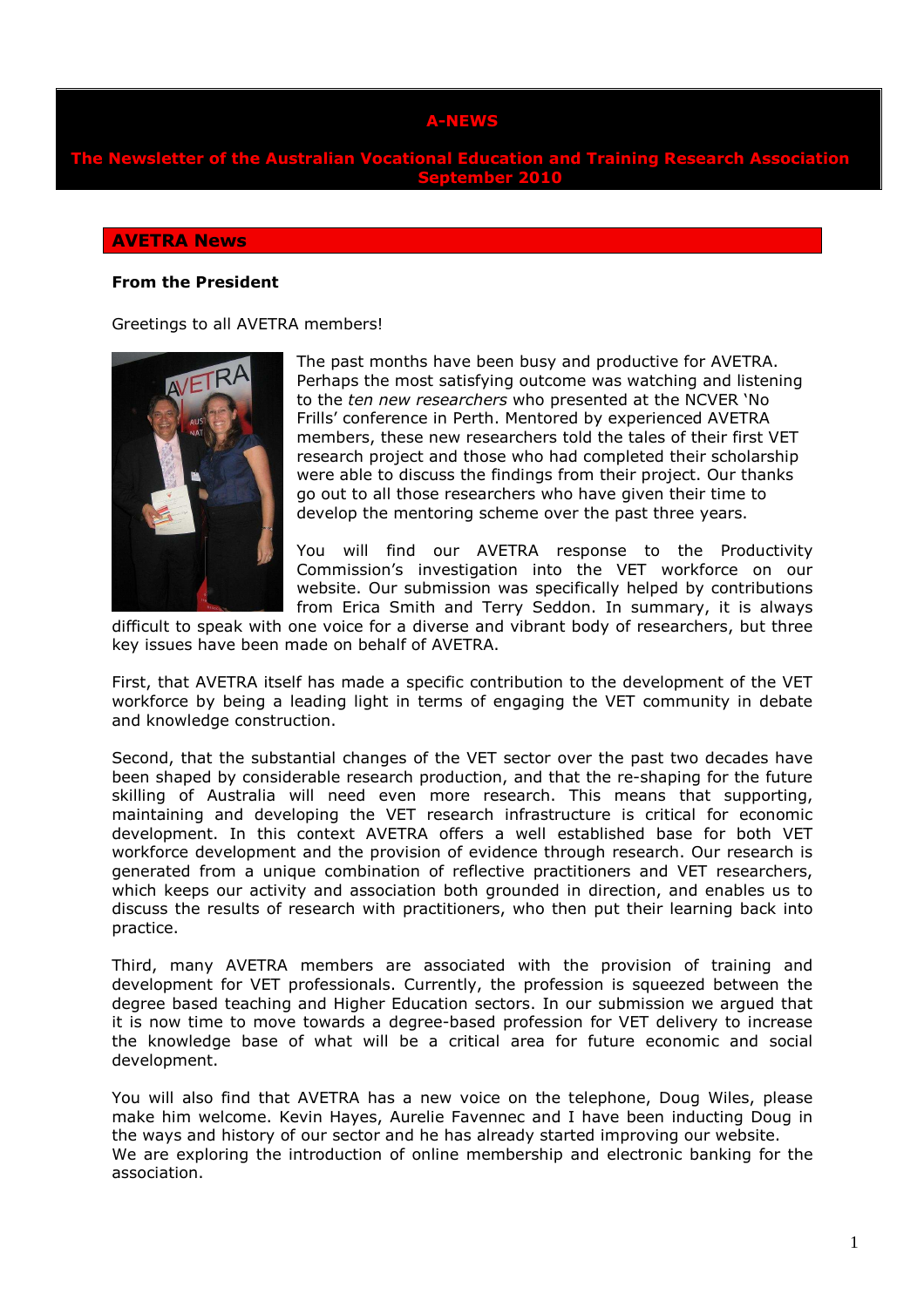# A-NEWS

**The Newsletter of the Australian Vocational Education and Training Research Association**
**September 2010**

## AVETRA News

### From the President

Greetings to all AVETRA members!

The past months have been busy and productive for AVETRA. Perhaps the most satisfying outcome was watching and listening to the *ten new researchers* who presented at the NCVER 'No Frills' conference in Perth. Mentored by experienced AVETRA members, these new researchers told the tales of their first VET research project and those who had completed their scholarship were able to discuss the findings from their project. Our thanks go out to all those researchers who have given their time to develop the mentoring scheme over the past three years.

You will find our AVETRA response to the Productivity Commission's investigation into the VET workforce on our website. Our submission was specifically helped by contributions from Erica Smith and Terry Seddon. In summary, it is always difficult to speak with one voice for a diverse and vibrant body of researchers, but three key issues have been made on behalf of AVETRA.

First, that AVETRA itself has made a specific contribution to the development of the VET workforce by being a leading light in terms of engaging the VET community in debate and knowledge construction.

Second, that the substantial changes of the VET sector over the past two decades have been shaped by considerable research production, and that the re-shaping for the future skilling of Australia will need even more research. This means that supporting, maintaining and developing the VET research infrastructure is critical for economic development. In this context AVETRA offers a well established base for both VET workforce development and the provision of evidence through research. Our research is generated from a unique combination of reflective practitioners and VET researchers, which keeps our activity and association both grounded in direction, and enables us to discuss the results of research with practitioners, who then put their learning back into practice.

Third, many AVETRA members are associated with the provision of training and development for VET professionals. Currently, the profession is squeezed between the degree based teaching and Higher Education sectors. In our submission we argued that it is now time to move towards a degree-based profession for VET delivery to increase the knowledge base of what will be a critical area for future economic and social development.

You will also find that AVETRA has a new voice on the telephone, Doug Wiles, please make him welcome. Kevin Hayes, Aurelie Favennec and I have been inducting Doug in the ways and history of our sector and he has already started improving our website.
We are exploring the introduction of online membership and electronic banking for the association.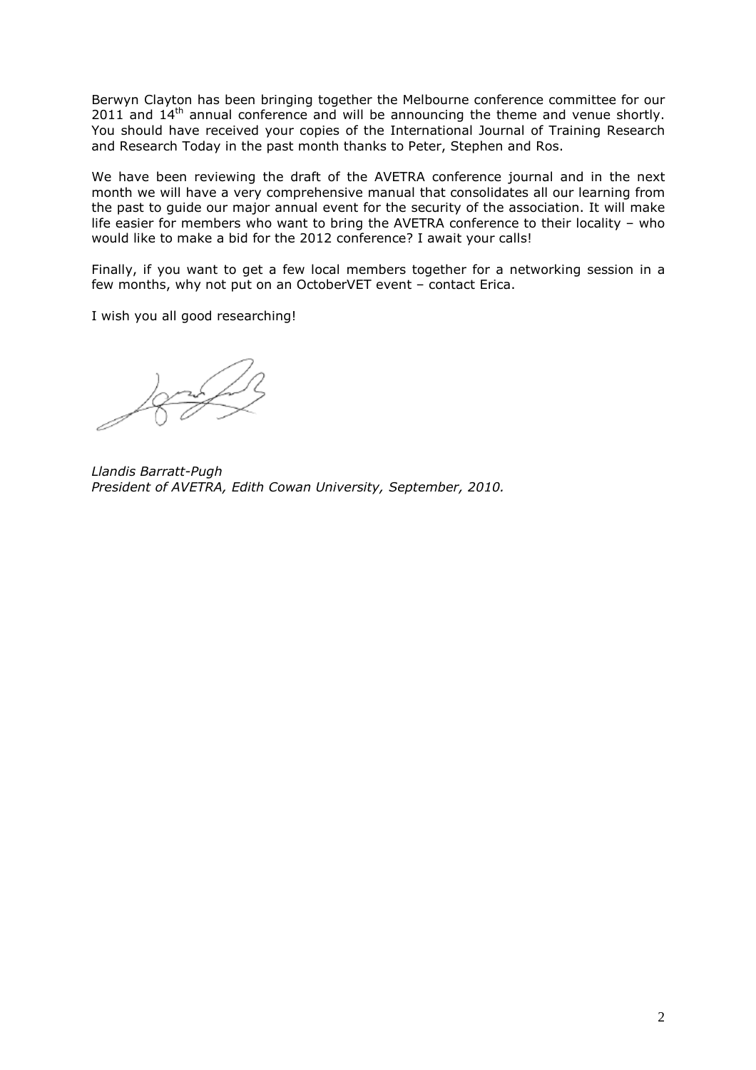Berwyn Clayton has been bringing together the Melbourne conference committee for our 2011 and 14th annual conference and will be announcing the theme and venue shortly. You should have received your copies of the International Journal of Training Research and Research Today in the past month thanks to Peter, Stephen and Ros.

We have been reviewing the draft of the AVETRA conference journal and in the next month we will have a very comprehensive manual that consolidates all our learning from the past to guide our major annual event for the security of the association. It will make life easier for members who want to bring the AVETRA conference to their locality – who would like to make a bid for the 2012 conference? I await your calls!

Finally, if you want to get a few local members together for a networking session in a few months, why not put on an OctoberVET event – contact Erica.

I wish you all good researching!

*Llandis Barratt-Pugh*
*President of AVETRA, Edith Cowan University, September, 2010.*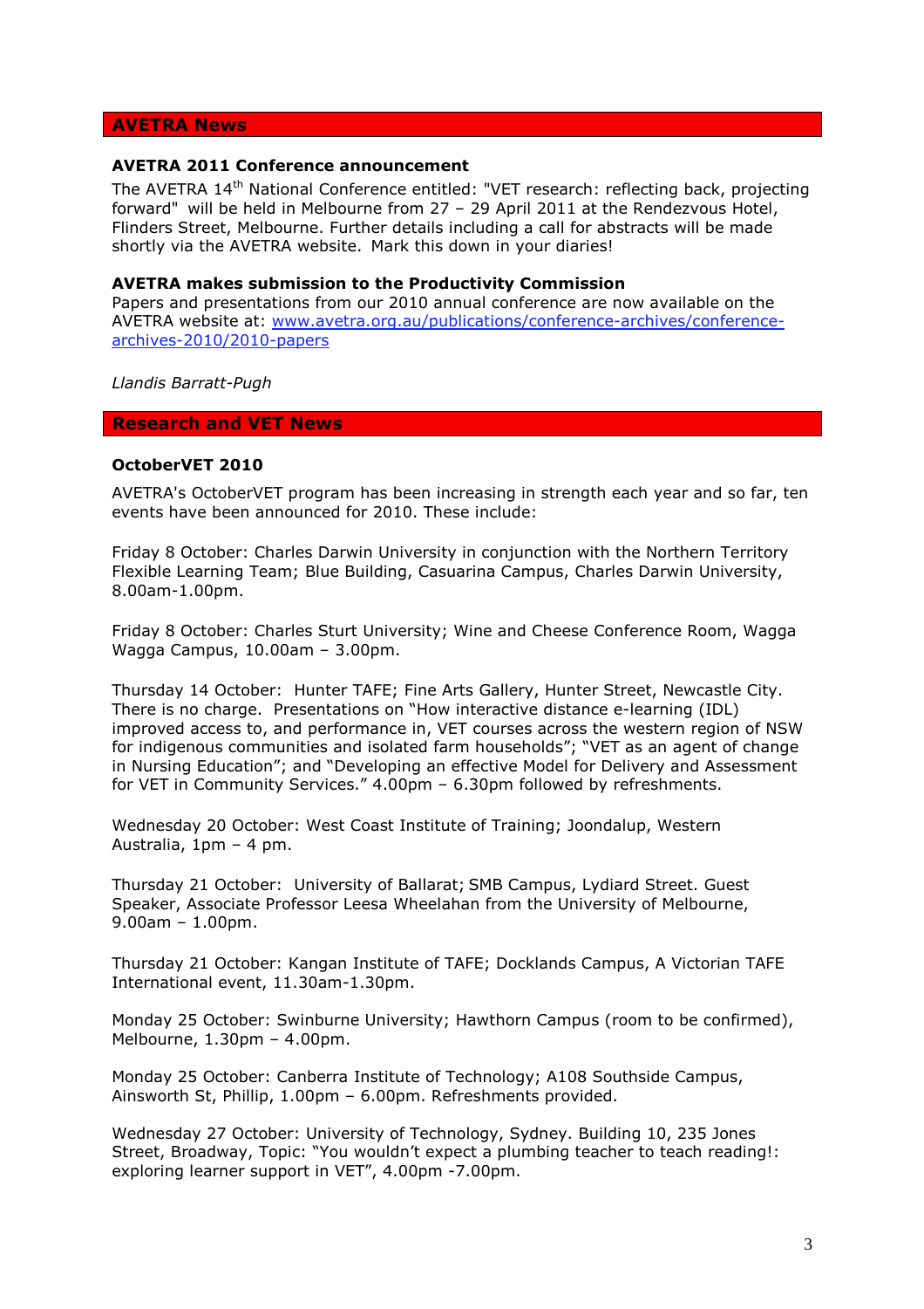## AVETRA News

### AVETRA 2011 Conference announcement

The AVETRA 14th National Conference entitled: "VET research: reflecting back, projecting forward" will be held in Melbourne from 27 – 29 April 2011 at the Rendezvous Hotel, Flinders Street, Melbourne. Further details including a call for abstracts will be made shortly via the AVETRA website. Mark this down in your diaries!

### AVETRA makes submission to the Productivity Commission

Papers and presentations from our 2010 annual conference are now available on the AVETRA website at: [www.avetra.org.au/publications/conference-archives/conference-archives-2010/2010-papers](www.avetra.org.au/publications/conference-archives/conference-archives-2010/2010-papers)

*Llandis Barratt-Pugh*

## Research and VET News

### OctoberVET 2010

AVETRA's OctoberVET program has been increasing in strength each year and so far, ten events have been announced for 2010. These include:

Friday 8 October: Charles Darwin University in conjunction with the Northern Territory Flexible Learning Team; Blue Building, Casuarina Campus, Charles Darwin University, 8.00am-1.00pm.

Friday 8 October: Charles Sturt University; Wine and Cheese Conference Room, Wagga Wagga Campus, 10.00am – 3.00pm.

Thursday 14 October: Hunter TAFE; Fine Arts Gallery, Hunter Street, Newcastle City. There is no charge. Presentations on "How interactive distance e-learning (IDL) improved access to, and performance in, VET courses across the western region of NSW for indigenous communities and isolated farm households"; "VET as an agent of change in Nursing Education"; and "Developing an effective Model for Delivery and Assessment for VET in Community Services." 4.00pm – 6.30pm followed by refreshments.

Wednesday 20 October: West Coast Institute of Training; Joondalup, Western Australia, 1pm – 4 pm.

Thursday 21 October: University of Ballarat; SMB Campus, Lydiard Street. Guest Speaker, Associate Professor Leesa Wheelahan from the University of Melbourne, 9.00am – 1.00pm.

Thursday 21 October: Kangan Institute of TAFE; Docklands Campus, A Victorian TAFE International event, 11.30am-1.30pm.

Monday 25 October: Swinburne University; Hawthorn Campus (room to be confirmed), Melbourne, 1.30pm – 4.00pm.

Monday 25 October: Canberra Institute of Technology; A108 Southside Campus, Ainsworth St, Phillip, 1.00pm – 6.00pm. Refreshments provided.

Wednesday 27 October: University of Technology, Sydney. Building 10, 235 Jones Street, Broadway, Topic: "You wouldn't expect a plumbing teacher to teach reading!: exploring learner support in VET", 4.00pm -7.00pm.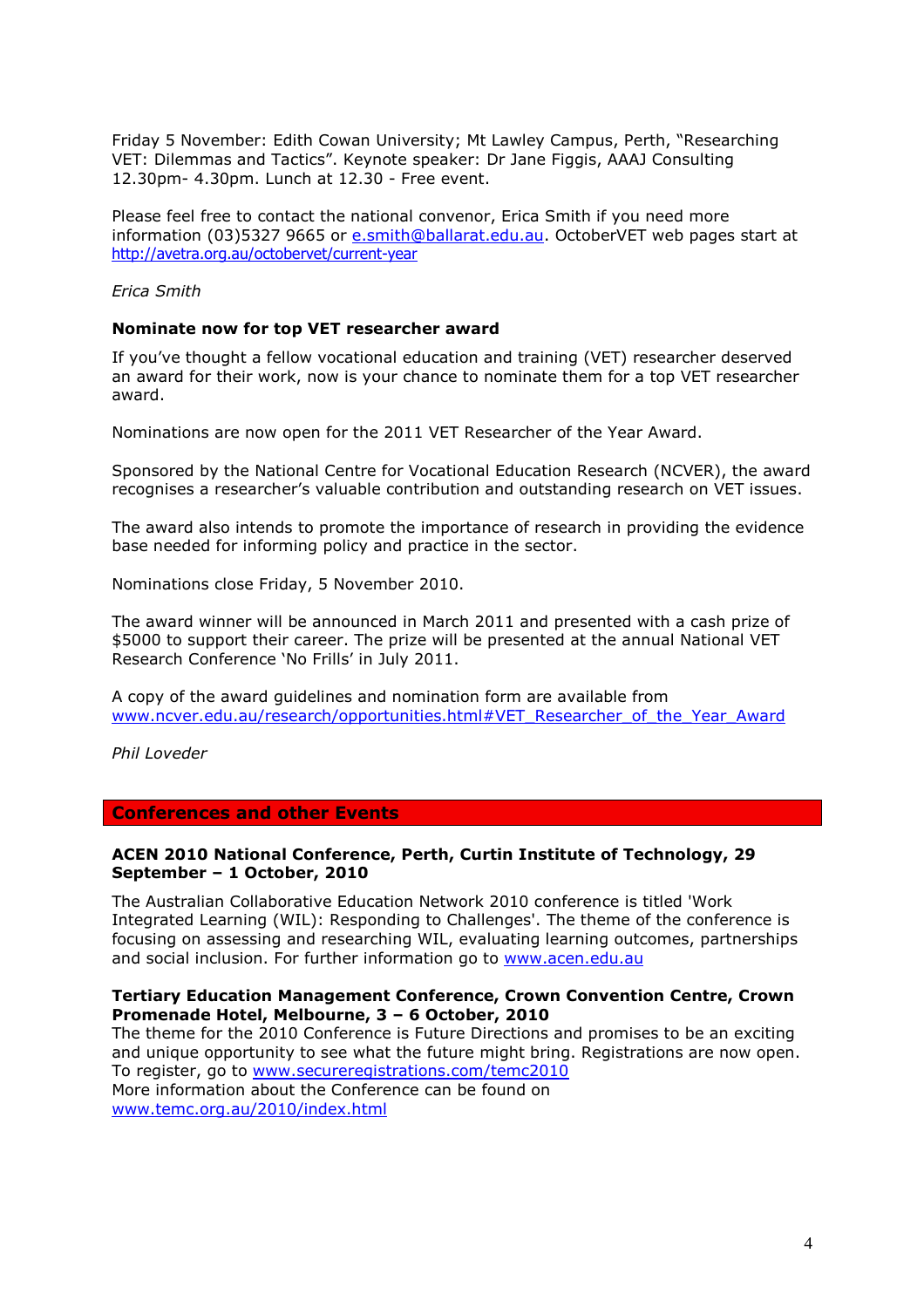Friday 5 November: Edith Cowan University; Mt Lawley Campus, Perth, "Researching VET: Dilemmas and Tactics". Keynote speaker: Dr Jane Figgis, AAAJ Consulting 12.30pm- 4.30pm. Lunch at 12.30 - Free event.

Please feel free to contact the national convenor, Erica Smith if you need more information (03)5327 9665 or e.smith@ballarat.edu.au. OctoberVET web pages start at http://avetra.org.au/octobervet/current-year

*Erica Smith*

**Nominate now for top VET researcher award**

If you've thought a fellow vocational education and training (VET) researcher deserved an award for their work, now is your chance to nominate them for a top VET researcher award.

Nominations are now open for the 2011 VET Researcher of the Year Award.

Sponsored by the National Centre for Vocational Education Research (NCVER), the award recognises a researcher's valuable contribution and outstanding research on VET issues.

The award also intends to promote the importance of research in providing the evidence base needed for informing policy and practice in the sector.

Nominations close Friday, 5 November 2010.

The award winner will be announced in March 2011 and presented with a cash prize of $5000 to support their career. The prize will be presented at the annual National VET Research Conference 'No Frills' in July 2011.

A copy of the award guidelines and nomination form are available from www.ncver.edu.au/research/opportunities.html#VET_Researcher_of_the_Year_Award

*Phil Loveder*

## Conferences and other Events

**ACEN 2010 National Conference, Perth, Curtin Institute of Technology, 29 September – 1 October, 2010**

The Australian Collaborative Education Network 2010 conference is titled 'Work Integrated Learning (WIL): Responding to Challenges'. The theme of the conference is focusing on assessing and researching WIL, evaluating learning outcomes, partnerships and social inclusion. For further information go to www.acen.edu.au

**Tertiary Education Management Conference, Crown Convention Centre, Crown Promenade Hotel, Melbourne, 3 – 6 October, 2010**

The theme for the 2010 Conference is Future Directions and promises to be an exciting and unique opportunity to see what the future might bring. Registrations are now open. To register, go to www.secureregistrations.com/temc2010
More information about the Conference can be found on www.temc.org.au/2010/index.html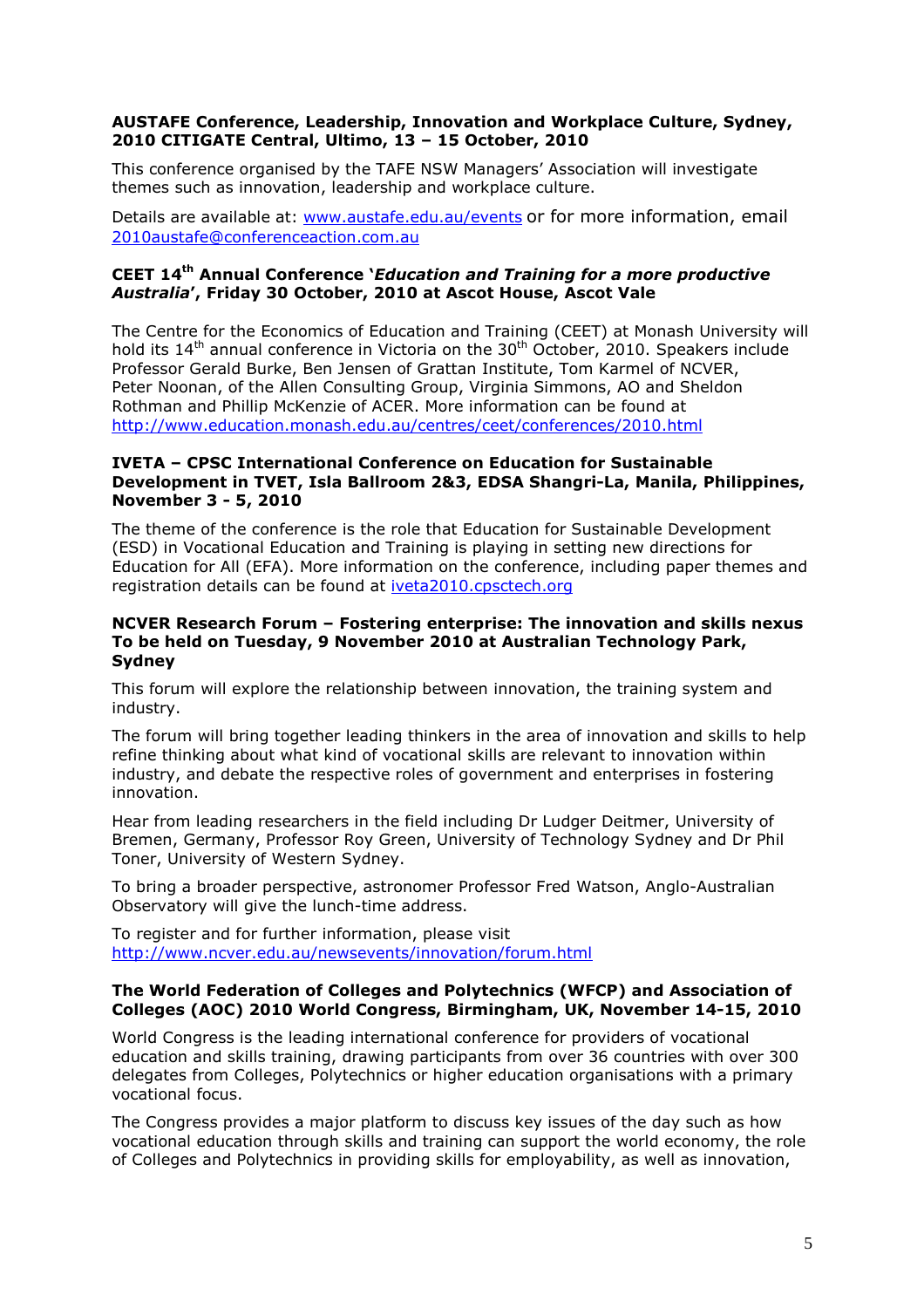**AUSTAFE Conference, Leadership, Innovation and Workplace Culture, Sydney, 2010 CITIGATE Central, Ultimo, 13 – 15 October, 2010**

This conference organised by the TAFE NSW Managers' Association will investigate themes such as innovation, leadership and workplace culture.

Details are available at: www.austafe.edu.au/events or for more information, email 2010austafe@conferenceaction.com.au

**CEET 14th Annual Conference '*Education and Training for a more productive Australia*', Friday 30 October, 2010 at Ascot House, Ascot Vale**

The Centre for the Economics of Education and Training (CEET) at Monash University will hold its 14th annual conference in Victoria on the 30th October, 2010. Speakers include Professor Gerald Burke, Ben Jensen of Grattan Institute, Tom Karmel of NCVER, Peter Noonan, of the Allen Consulting Group, Virginia Simmons, AO and Sheldon Rothman and Phillip McKenzie of ACER. More information can be found at http://www.education.monash.edu.au/centres/ceet/conferences/2010.html

**IVETA – CPSC International Conference on Education for Sustainable Development in TVET, Isla Ballroom 2&3, EDSA Shangri-La, Manila, Philippines, November 3 - 5, 2010**

The theme of the conference is the role that Education for Sustainable Development (ESD) in Vocational Education and Training is playing in setting new directions for Education for All (EFA). More information on the conference, including paper themes and registration details can be found at iveta2010.cpsctech.org

**NCVER Research Forum – Fostering enterprise: The innovation and skills nexus To be held on Tuesday, 9 November 2010 at Australian Technology Park, Sydney**

This forum will explore the relationship between innovation, the training system and industry.

The forum will bring together leading thinkers in the area of innovation and skills to help refine thinking about what kind of vocational skills are relevant to innovation within industry, and debate the respective roles of government and enterprises in fostering innovation.

Hear from leading researchers in the field including Dr Ludger Deitmer, University of Bremen, Germany, Professor Roy Green, University of Technology Sydney and Dr Phil Toner, University of Western Sydney.

To bring a broader perspective, astronomer Professor Fred Watson, Anglo-Australian Observatory will give the lunch-time address.

To register and for further information, please visit http://www.ncver.edu.au/newsevents/innovation/forum.html

**The World Federation of Colleges and Polytechnics (WFCP) and Association of Colleges (AOC) 2010 World Congress, Birmingham, UK, November 14-15, 2010**

World Congress is the leading international conference for providers of vocational education and skills training, drawing participants from over 36 countries with over 300 delegates from Colleges, Polytechnics or higher education organisations with a primary vocational focus.

The Congress provides a major platform to discuss key issues of the day such as how vocational education through skills and training can support the world economy, the role of Colleges and Polytechnics in providing skills for employability, as well as innovation,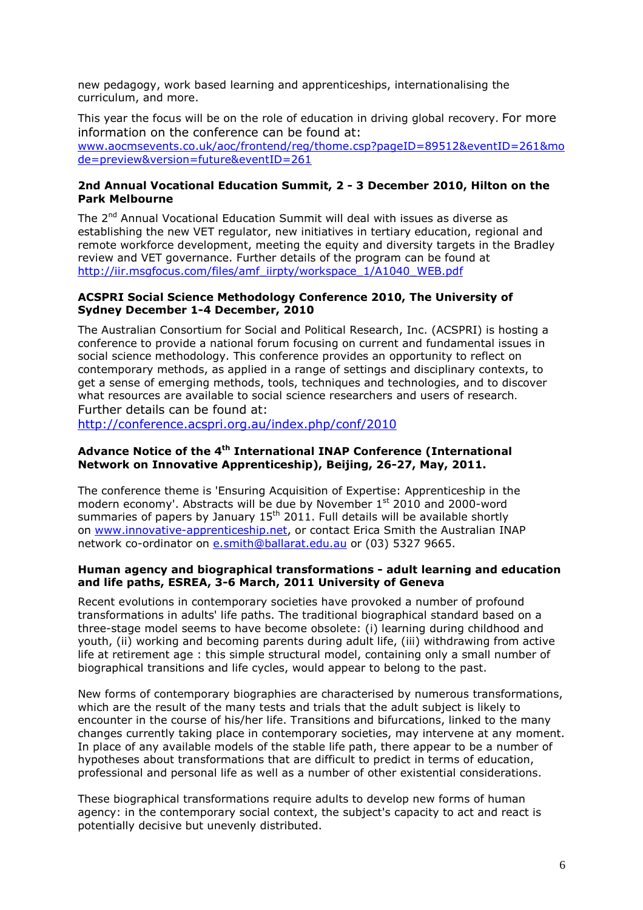new pedagogy, work based learning and apprenticeships, internationalising the curriculum, and more.

This year the focus will be on the role of education in driving global recovery. For more information on the conference can be found at: www.aocmsevents.co.uk/aoc/frontend/reg/thome.csp?pageID=89512&eventID=261&mode=preview&version=future&eventID=261

**2nd Annual Vocational Education Summit, 2 - 3 December 2010, Hilton on the Park Melbourne**

The 2nd Annual Vocational Education Summit will deal with issues as diverse as establishing the new VET regulator, new initiatives in tertiary education, regional and remote workforce development, meeting the equity and diversity targets in the Bradley review and VET governance. Further details of the program can be found at http://iir.msgfocus.com/files/amf_iirpty/workspace_1/A1040_WEB.pdf

**ACSPRI Social Science Methodology Conference 2010, The University of Sydney December 1-4 December, 2010**

The Australian Consortium for Social and Political Research, Inc. (ACSPRI) is hosting a conference to provide a national forum focusing on current and fundamental issues in social science methodology. This conference provides an opportunity to reflect on contemporary methods, as applied in a range of settings and disciplinary contexts, to get a sense of emerging methods, tools, techniques and technologies, and to discover what resources are available to social science researchers and users of research. Further details can be found at: http://conference.acspri.org.au/index.php/conf/2010

**Advance Notice of the 4th International INAP Conference (International Network on Innovative Apprenticeship), Beijing, 26-27, May, 2011.**

The conference theme is 'Ensuring Acquisition of Expertise: Apprenticeship in the modern economy'. Abstracts will be due by November 1st 2010 and 2000-word summaries of papers by January 15th 2011. Full details will be available shortly on www.innovative-apprenticeship.net, or contact Erica Smith the Australian INAP network co-ordinator on e.smith@ballarat.edu.au or (03) 5327 9665.

**Human agency and biographical transformations - adult learning and education and life paths, ESREA, 3-6 March, 2011 University of Geneva**

Recent evolutions in contemporary societies have provoked a number of profound transformations in adults' life paths. The traditional biographical standard based on a three-stage model seems to have become obsolete: (i) learning during childhood and youth, (ii) working and becoming parents during adult life, (iii) withdrawing from active life at retirement age : this simple structural model, containing only a small number of biographical transitions and life cycles, would appear to belong to the past.

New forms of contemporary biographies are characterised by numerous transformations, which are the result of the many tests and trials that the adult subject is likely to encounter in the course of his/her life. Transitions and bifurcations, linked to the many changes currently taking place in contemporary societies, may intervene at any moment. In place of any available models of the stable life path, there appear to be a number of hypotheses about transformations that are difficult to predict in terms of education, professional and personal life as well as a number of other existential considerations.

These biographical transformations require adults to develop new forms of human agency: in the contemporary social context, the subject's capacity to act and react is potentially decisive but unevenly distributed.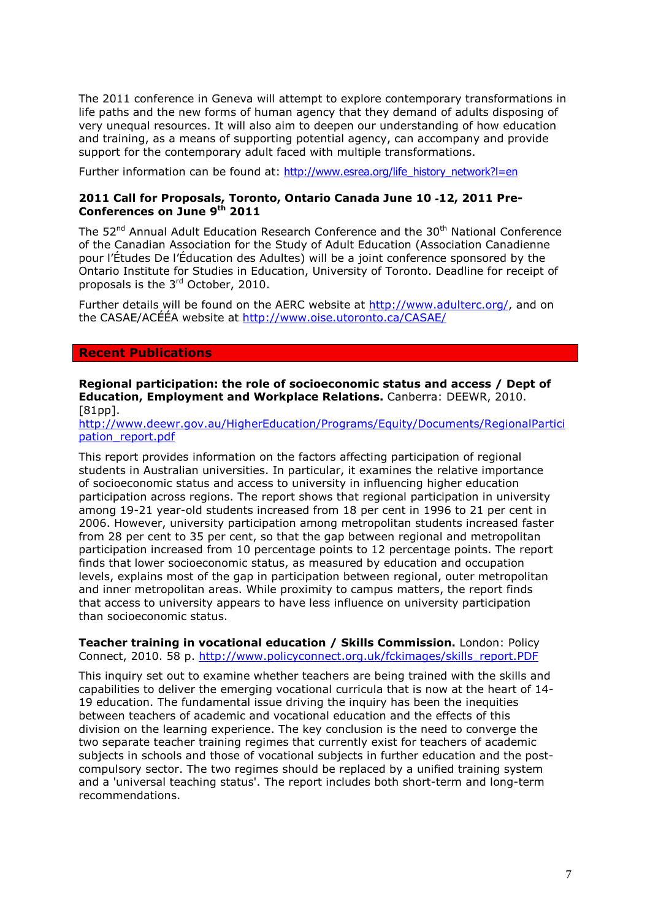The 2011 conference in Geneva will attempt to explore contemporary transformations in life paths and the new forms of human agency that they demand of adults disposing of very unequal resources. It will also aim to deepen our understanding of how education and training, as a means of supporting potential agency, can accompany and provide support for the contemporary adult faced with multiple transformations.

Further information can be found at: http://www.esrea.org/life_history_network?l=en

### 2011 Call for Proposals, Toronto, Ontario Canada June 10 -12, 2011 Pre-Conferences on June 9th 2011

The 52nd Annual Adult Education Research Conference and the 30th National Conference of the Canadian Association for the Study of Adult Education (Association Canadienne pour l'Études De l'Éducation des Adultes) will be a joint conference sponsored by the Ontario Institute for Studies in Education, University of Toronto. Deadline for receipt of proposals is the 3rd October, 2010.

Further details will be found on the AERC website at http://www.adulterc.org/, and on the CASAE/ACÉÉA website at http://www.oise.utoronto.ca/CASAE/

## Recent Publications

**Regional participation: the role of socioeconomic status and access / Dept of Education, Employment and Workplace Relations.** Canberra: DEEWR, 2010. [81pp].
http://www.deewr.gov.au/HigherEducation/Programs/Equity/Documents/RegionalParticipation_report.pdf

This report provides information on the factors affecting participation of regional students in Australian universities. In particular, it examines the relative importance of socioeconomic status and access to university in influencing higher education participation across regions. The report shows that regional participation in university among 19-21 year-old students increased from 18 per cent in 1996 to 21 per cent in 2006. However, university participation among metropolitan students increased faster from 28 per cent to 35 per cent, so that the gap between regional and metropolitan participation increased from 10 percentage points to 12 percentage points. The report finds that lower socioeconomic status, as measured by education and occupation levels, explains most of the gap in participation between regional, outer metropolitan and inner metropolitan areas. While proximity to campus matters, the report finds that access to university appears to have less influence on university participation than socioeconomic status.

**Teacher training in vocational education / Skills Commission.** London: Policy Connect, 2010. 58 p. http://www.policyconnect.org.uk/fckimages/skills_report.PDF

This inquiry set out to examine whether teachers are being trained with the skills and capabilities to deliver the emerging vocational curricula that is now at the heart of 14-19 education. The fundamental issue driving the inquiry has been the inequities between teachers of academic and vocational education and the effects of this division on the learning experience. The key conclusion is the need to converge the two separate teacher training regimes that currently exist for teachers of academic subjects in schools and those of vocational subjects in further education and the post-compulsory sector. The two regimes should be replaced by a unified training system and a 'universal teaching status'. The report includes both short-term and long-term recommendations.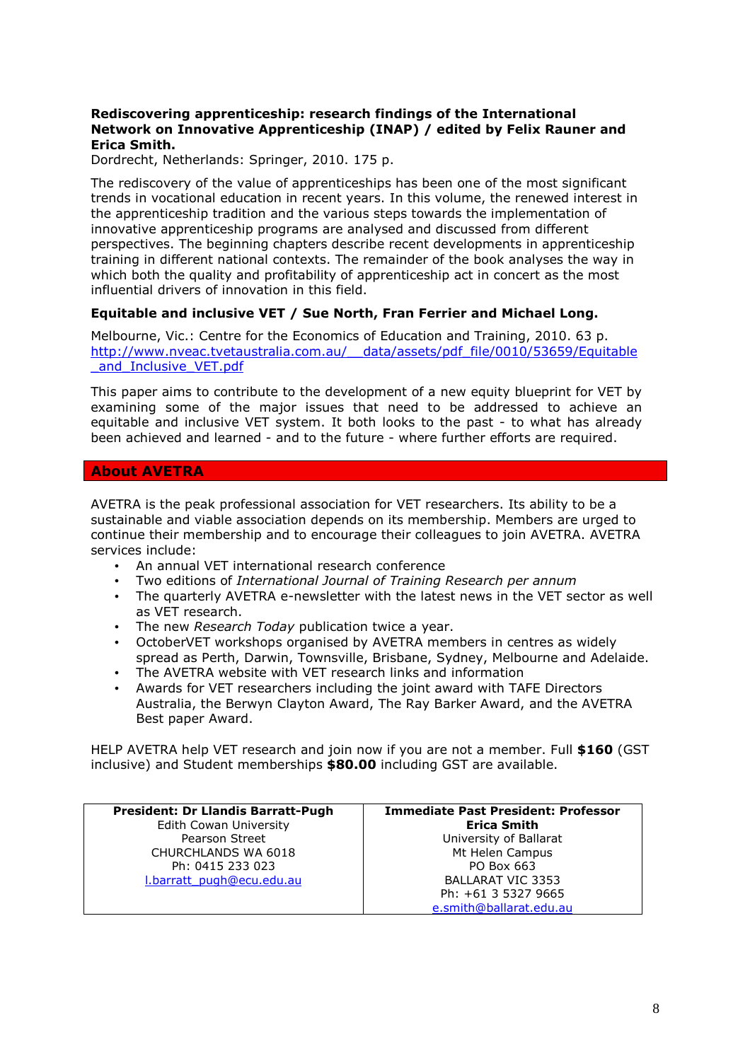**Rediscovering apprenticeship: research findings of the International Network on Innovative Apprenticeship (INAP) / edited by Felix Rauner and Erica Smith.**
Dordrecht, Netherlands: Springer, 2010. 175 p.

The rediscovery of the value of apprenticeships has been one of the most significant trends in vocational education in recent years. In this volume, the renewed interest in the apprenticeship tradition and the various steps towards the implementation of innovative apprenticeship programs are analysed and discussed from different perspectives. The beginning chapters describe recent developments in apprenticeship training in different national contexts. The remainder of the book analyses the way in which both the quality and profitability of apprenticeship act in concert as the most influential drivers of innovation in this field.

**Equitable and inclusive VET / Sue North, Fran Ferrier and Michael Long.**

Melbourne, Vic.: Centre for the Economics of Education and Training, 2010. 63 p.
http://www.nveac.tvetaustralia.com.au/__data/assets/pdf_file/0010/53659/Equitable_and_Inclusive_VET.pdf

This paper aims to contribute to the development of a new equity blueprint for VET by examining some of the major issues that need to be addressed to achieve an equitable and inclusive VET system. It both looks to the past - to what has already been achieved and learned - and to the future - where further efforts are required.

## About AVETRA

AVETRA is the peak professional association for VET researchers. Its ability to be a sustainable and viable association depends on its membership. Members are urged to continue their membership and to encourage their colleagues to join AVETRA. AVETRA services include:

- An annual VET international research conference
- Two editions of *International Journal of Training Research per annum*
- The quarterly AVETRA e-newsletter with the latest news in the VET sector as well as VET research.
- The new *Research Today* publication twice a year.
- OctoberVET workshops organised by AVETRA members in centres as widely spread as Perth, Darwin, Townsville, Brisbane, Sydney, Melbourne and Adelaide.
- The AVETRA website with VET research links and information
- Awards for VET researchers including the joint award with TAFE Directors Australia, the Berwyn Clayton Award, The Ray Barker Award, and the AVETRA Best paper Award.

HELP AVETRA help VET research and join now if you are not a member. Full **$160** (GST inclusive) and Student memberships **$80.00** including GST are available.

| **President: Dr Llandis Barratt-Pugh** | **Immediate Past President: Professor Erica Smith** |
| --- | --- |
| Edith Cowan University<br>Pearson Street<br>CHURCHLANDS WA 6018<br>Ph: 0415 233 023<br>l.barratt_pugh@ecu.edu.au | University of Ballarat<br>Mt Helen Campus<br>PO Box 663<br>BALLARAT VIC 3353<br>Ph: +61 3 5327 9665<br>e.smith@ballarat.edu.au |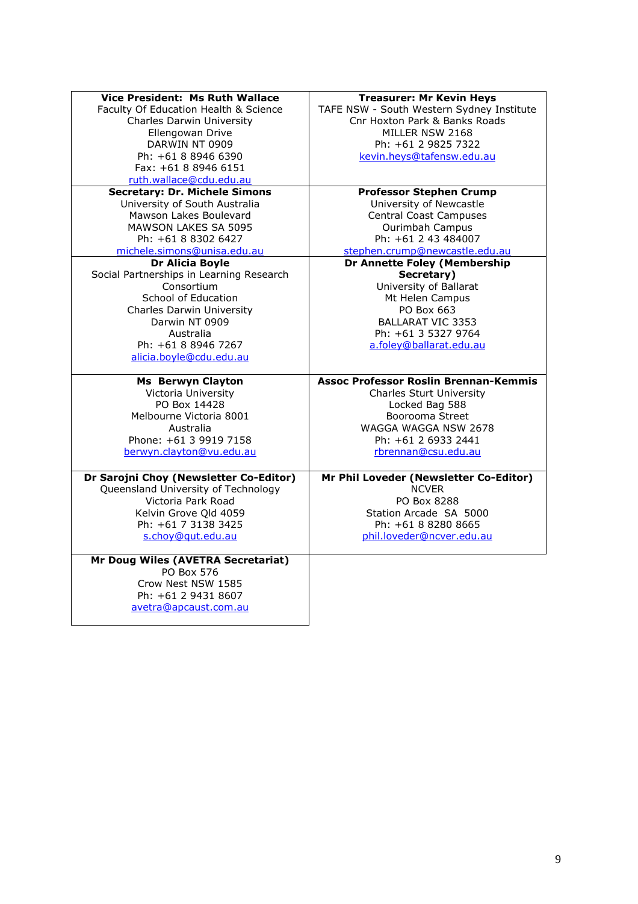| | |
|---|---|
| **Vice President: Ms Ruth Wallace**<br>Faculty Of Education Health & Science<br>Charles Darwin University<br>Ellengowan Drive<br>DARWIN NT 0909<br>Ph: +61 8 8946 6390<br>Fax: +61 8 8946 6151<br>ruth.wallace@cdu.edu.au | **Treasurer: Mr Kevin Heys**<br>TAFE NSW - South Western Sydney Institute<br>Cnr Hoxton Park & Banks Roads<br>MILLER NSW 2168<br>Ph: +61 2 9825 7322<br>kevin.heys@tafensw.edu.au |
| **Secretary: Dr. Michele Simons**<br>University of South Australia<br>Mawson Lakes Boulevard<br>MAWSON LAKES SA 5095<br>Ph: +61 8 8302 6427<br>michele.simons@unisa.edu.au | **Professor Stephen Crump**<br>University of Newcastle<br>Central Coast Campuses<br>Ourimbah Campus<br>Ph: +61 2 43 484007<br>stephen.crump@newcastle.edu.au |
| **Dr Alicia Boyle**<br>Social Partnerships in Learning Research Consortium<br>School of Education<br>Charles Darwin University<br>Darwin NT 0909<br>Australia<br>Ph: +61 8 8946 7267<br>alicia.boyle@cdu.edu.au | **Dr Annette Foley (Membership Secretary)**<br>University of Ballarat<br>Mt Helen Campus<br>PO Box 663<br>BALLARAT VIC 3353<br>Ph: +61 3 5327 9764<br>a.foley@ballarat.edu.au |
| **Ms Berwyn Clayton**<br>Victoria University<br>PO Box 14428<br>Melbourne Victoria 8001<br>Australia<br>Phone: +61 3 9919 7158<br>berwyn.clayton@vu.edu.au | **Assoc Professor Roslin Brennan-Kemmis**<br>Charles Sturt University<br>Locked Bag 588<br>Boorooma Street<br>WAGGA WAGGA NSW 2678<br>Ph: +61 2 6933 2441<br>rbrennan@csu.edu.au |
| **Dr Sarojni Choy (Newsletter Co-Editor)**<br>Queensland University of Technology<br>Victoria Park Road<br>Kelvin Grove Qld 4059<br>Ph: +61 7 3138 3425<br>s.choy@qut.edu.au | **Mr Phil Loveder (Newsletter Co-Editor)**<br>NCVER<br>PO Box 8288<br>Station Arcade SA 5000<br>Ph: +61 8 8280 8665<br>phil.loveder@ncver.edu.au |
| **Mr Doug Wiles (AVETRA Secretariat)**<br>PO Box 576<br>Crow Nest NSW 1585<br>Ph: +61 2 9431 8607<br>avetra@apcaust.com.au | |